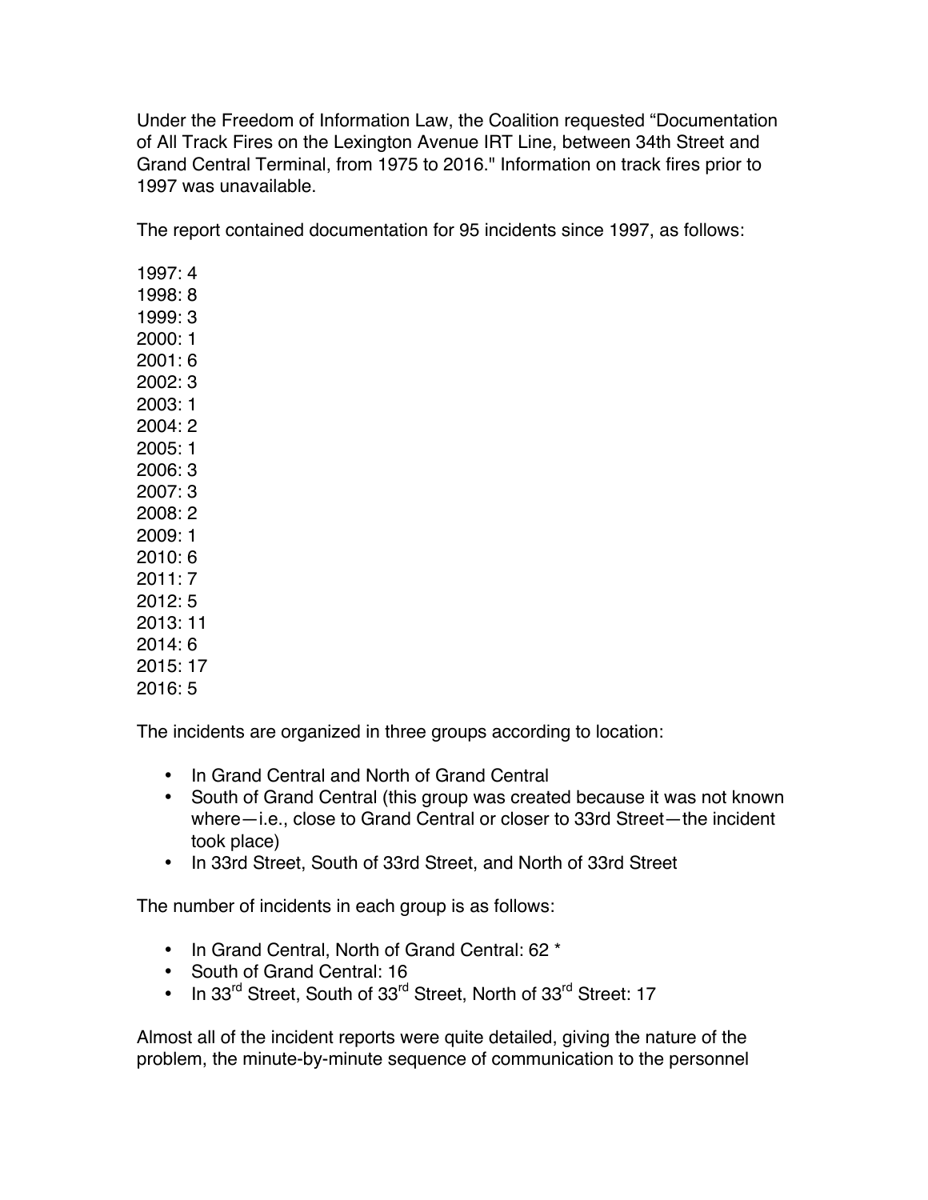Under the Freedom of Information Law, the Coalition requested "Documentation of All Track Fires on the Lexington Avenue IRT Line, between 34th Street and Grand Central Terminal, from 1975 to 2016." Information on track fires prior to 1997 was unavailable.

The report contained documentation for 95 incidents since 1997, as follows:

1997: 4  
1998: 8  
1999: 3  
2000: 1  
2001: 6  
2002: 3  
2003: 1  
2004: 2  
2005: 1  
2006: 3  
2007: 3  
2008: 2  
2009: 1  
2010: 6  
2011: 7  
2012: 5  
2013: 11  
2014: 6  
2015: 17  
2016: 5

The incidents are organized in three groups according to location:

- In Grand Central and North of Grand Central
- South of Grand Central (this group was created because it was not known where—i.e., close to Grand Central or closer to 33rd Street—the incident took place)
- In 33rd Street, South of 33rd Street, and North of 33rd Street

The number of incidents in each group is as follows:

- In Grand Central, North of Grand Central: 62 *
- South of Grand Central: 16
- In 33rd Street, South of 33rd Street, North of 33rd Street: 17

Almost all of the incident reports were quite detailed, giving the nature of the problem, the minute-by-minute sequence of communication to the personnel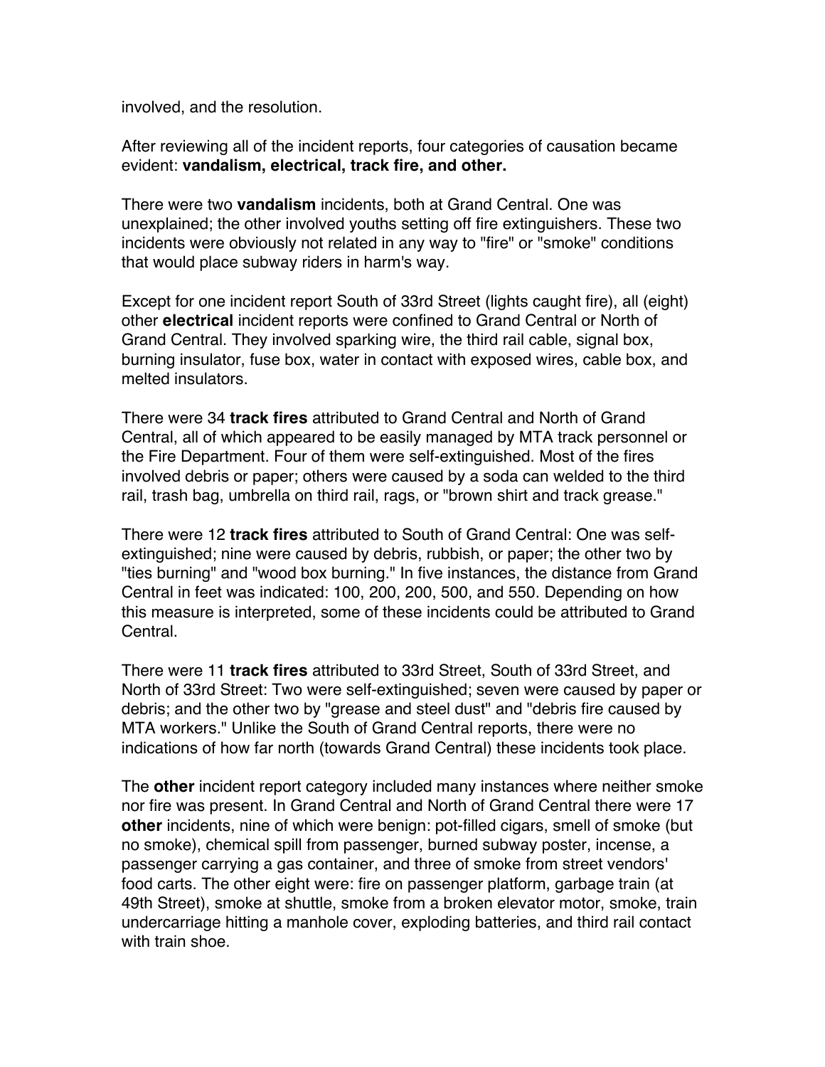involved, and the resolution.

After reviewing all of the incident reports, four categories of causation became evident: **vandalism, electrical, track fire, and other.**

There were two **vandalism** incidents, both at Grand Central. One was unexplained; the other involved youths setting off fire extinguishers. These two incidents were obviously not related in any way to "fire" or "smoke" conditions that would place subway riders in harm's way.

Except for one incident report South of 33rd Street (lights caught fire), all (eight) other **electrical** incident reports were confined to Grand Central or North of Grand Central. They involved sparking wire, the third rail cable, signal box, burning insulator, fuse box, water in contact with exposed wires, cable box, and melted insulators.

There were 34 **track fires** attributed to Grand Central and North of Grand Central, all of which appeared to be easily managed by MTA track personnel or the Fire Department. Four of them were self-extinguished. Most of the fires involved debris or paper; others were caused by a soda can welded to the third rail, trash bag, umbrella on third rail, rags, or "brown shirt and track grease."

There were 12 **track fires** attributed to South of Grand Central: One was self-extinguished; nine were caused by debris, rubbish, or paper; the other two by "ties burning" and "wood box burning." In five instances, the distance from Grand Central in feet was indicated: 100, 200, 200, 500, and 550. Depending on how this measure is interpreted, some of these incidents could be attributed to Grand Central.

There were 11 **track fires** attributed to 33rd Street, South of 33rd Street, and North of 33rd Street: Two were self-extinguished; seven were caused by paper or debris; and the other two by "grease and steel dust" and "debris fire caused by MTA workers." Unlike the South of Grand Central reports, there were no indications of how far north (towards Grand Central) these incidents took place.

The **other** incident report category included many instances where neither smoke nor fire was present. In Grand Central and North of Grand Central there were 17 **other** incidents, nine of which were benign: pot-filled cigars, smell of smoke (but no smoke), chemical spill from passenger, burned subway poster, incense, a passenger carrying a gas container, and three of smoke from street vendors' food carts. The other eight were: fire on passenger platform, garbage train (at 49th Street), smoke at shuttle, smoke from a broken elevator motor, smoke, train undercarriage hitting a manhole cover, exploding batteries, and third rail contact with train shoe.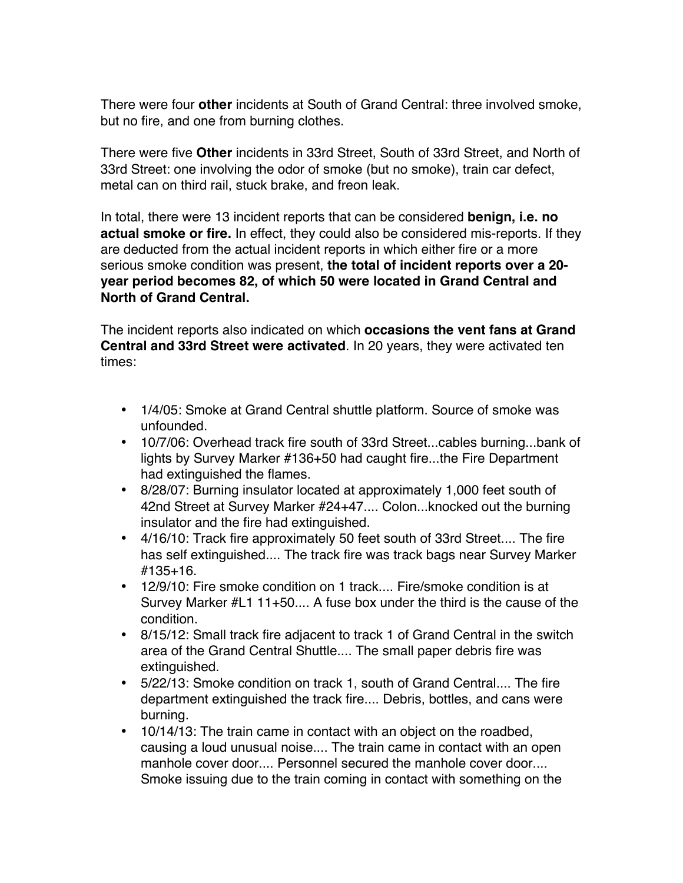There were four **other** incidents at South of Grand Central: three involved smoke, but no fire, and one from burning clothes.

There were five **Other** incidents in 33rd Street, South of 33rd Street, and North of 33rd Street: one involving the odor of smoke (but no smoke), train car defect, metal can on third rail, stuck brake, and freon leak.

In total, there were 13 incident reports that can be considered **benign, i.e. no actual smoke or fire.** In effect, they could also be considered mis-reports. If they are deducted from the actual incident reports in which either fire or a more serious smoke condition was present, **the total of incident reports over a 20-year period becomes 82, of which 50 were located in Grand Central and North of Grand Central.**

The incident reports also indicated on which **occasions the vent fans at Grand Central and 33rd Street were activated**. In 20 years, they were activated ten times:

- 1/4/05: Smoke at Grand Central shuttle platform. Source of smoke was unfounded.
- 10/7/06: Overhead track fire south of 33rd Street...cables burning...bank of lights by Survey Marker #136+50 had caught fire...the Fire Department had extinguished the flames.
- 8/28/07: Burning insulator located at approximately 1,000 feet south of 42nd Street at Survey Marker #24+47.... Colon...knocked out the burning insulator and the fire had extinguished.
- 4/16/10: Track fire approximately 50 feet south of 33rd Street.... The fire has self extinguished.... The track fire was track bags near Survey Marker #135+16.
- 12/9/10: Fire smoke condition on 1 track.... Fire/smoke condition is at Survey Marker #L1 11+50.... A fuse box under the third is the cause of the condition.
- 8/15/12: Small track fire adjacent to track 1 of Grand Central in the switch area of the Grand Central Shuttle.... The small paper debris fire was extinguished.
- 5/22/13: Smoke condition on track 1, south of Grand Central.... The fire department extinguished the track fire.... Debris, bottles, and cans were burning.
- 10/14/13: The train came in contact with an object on the roadbed, causing a loud unusual noise.... The train came in contact with an open manhole cover door.... Personnel secured the manhole cover door.... Smoke issuing due to the train coming in contact with something on the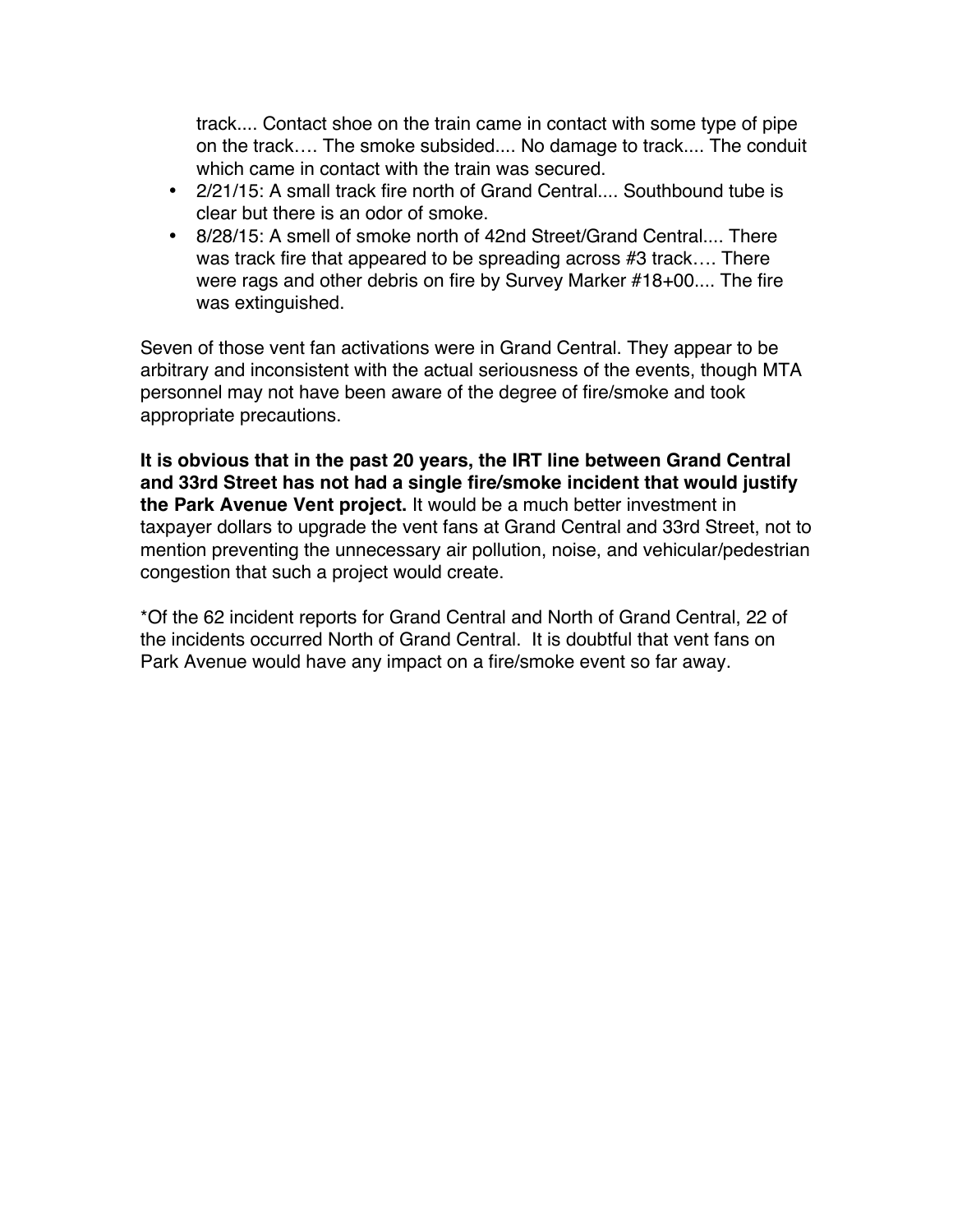track.... Contact shoe on the train came in contact with some type of pipe on the track…. The smoke subsided.... No damage to track.... The conduit which came in contact with the train was secured.

- 2/21/15: A small track fire north of Grand Central.... Southbound tube is clear but there is an odor of smoke.
- 8/28/15: A smell of smoke north of 42nd Street/Grand Central.... There was track fire that appeared to be spreading across #3 track…. There were rags and other debris on fire by Survey Marker #18+00.... The fire was extinguished.

Seven of those vent fan activations were in Grand Central. They appear to be arbitrary and inconsistent with the actual seriousness of the events, though MTA personnel may not have been aware of the degree of fire/smoke and took appropriate precautions.

**It is obvious that in the past 20 years, the IRT line between Grand Central and 33rd Street has not had a single fire/smoke incident that would justify the Park Avenue Vent project.** It would be a much better investment in taxpayer dollars to upgrade the vent fans at Grand Central and 33rd Street, not to mention preventing the unnecessary air pollution, noise, and vehicular/pedestrian congestion that such a project would create.

*Of the 62 incident reports for Grand Central and North of Grand Central, 22 of the incidents occurred North of Grand Central. It is doubtful that vent fans on Park Avenue would have any impact on a fire/smoke event so far away.